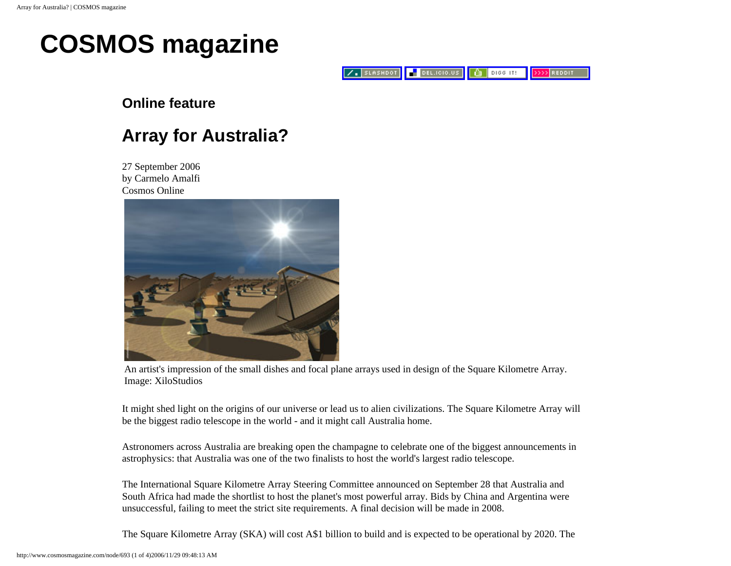# COSMOS magazine

## Online feature

## Array for Australia?

27 September 2006
by Carmelo Amalfi
Cosmos Online

An artist's impression of the small dishes and focal plane arrays used in design of the Square Kilometre Array. Image: XiloStudios

It might shed light on the origins of our universe or lead us to alien civilizations. The Square Kilometre Array will be the biggest radio telescope in the world - and it might call Australia home.

Astronomers across Australia are breaking open the champagne to celebrate one of the biggest announcements in astrophysics: that Australia was one of the two finalists to host the world's largest radio telescope.

The International Square Kilometre Array Steering Committee announced on September 28 that Australia and South Africa had made the shortlist to host the planet's most powerful array. Bids by China and Argentina were unsuccessful, failing to meet the strict site requirements. A final decision will be made in 2008.

The Square Kilometre Array (SKA) will cost A$1 billion to build and is expected to be operational by 2020. The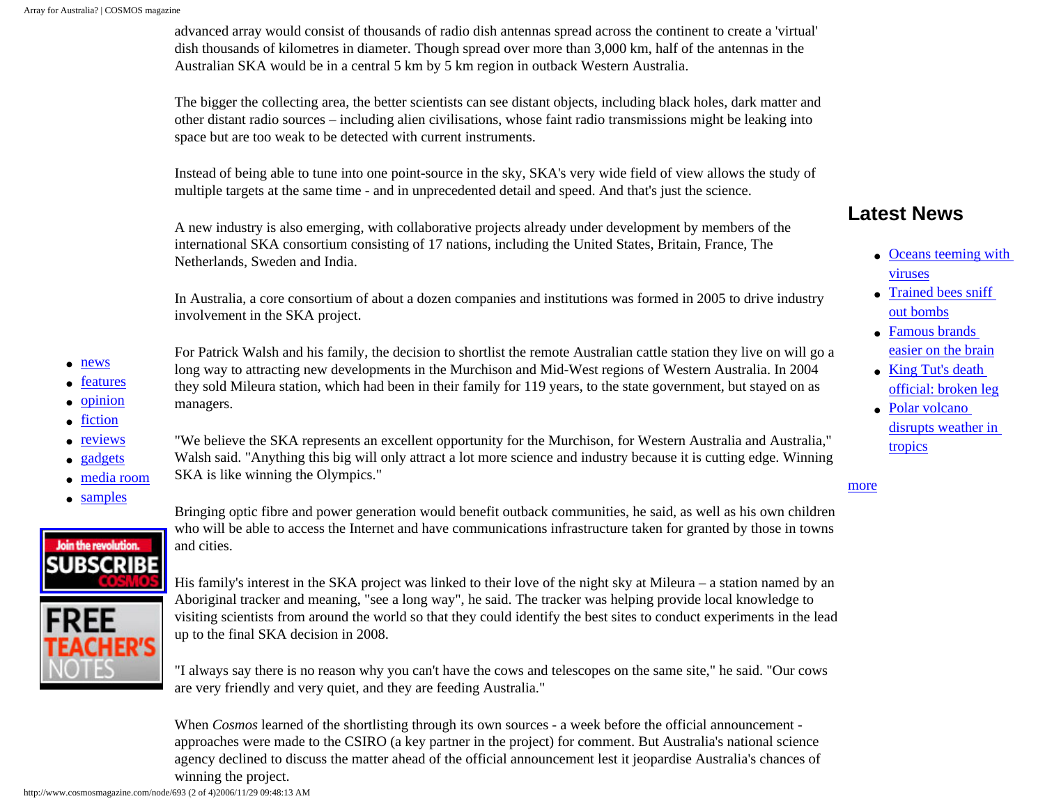advanced array would consist of thousands of radio dish antennas spread across the continent to create a 'virtual' dish thousands of kilometres in diameter. Though spread over more than 3,000 km, half of the antennas in the Australian SKA would be in a central 5 km by 5 km region in outback Western Australia.

The bigger the collecting area, the better scientists can see distant objects, including black holes, dark matter and other distant radio sources – including alien civilisations, whose faint radio transmissions might be leaking into space but are too weak to be detected with current instruments.

Instead of being able to tune into one point-source in the sky, SKA's very wide field of view allows the study of multiple targets at the same time - and in unprecedented detail and speed. And that's just the science.

A new industry is also emerging, with collaborative projects already under development by members of the international SKA consortium consisting of 17 nations, including the United States, Britain, France, The Netherlands, Sweden and India.

In Australia, a core consortium of about a dozen companies and institutions was formed in 2005 to drive industry involvement in the SKA project.

For Patrick Walsh and his family, the decision to shortlist the remote Australian cattle station they live on will go a long way to attracting new developments in the Murchison and Mid-West regions of Western Australia. In 2004 they sold Mileura station, which had been in their family for 119 years, to the state government, but stayed on as managers.

"We believe the SKA represents an excellent opportunity for the Murchison, for Western Australia and Australia," Walsh said. "Anything this big will only attract a lot more science and industry because it is cutting edge. Winning SKA is like winning the Olympics."

Bringing optic fibre and power generation would benefit outback communities, he said, as well as his own children who will be able to access the Internet and have communications infrastructure taken for granted by those in towns and cities.

His family's interest in the SKA project was linked to their love of the night sky at Mileura – a station named by an Aboriginal tracker and meaning, "see a long way", he said. The tracker was helping provide local knowledge to visiting scientists from around the world so that they could identify the best sites to conduct experiments in the lead up to the final SKA decision in 2008.

"I always say there is no reason why you can't have the cows and telescopes on the same site," he said. "Our cows are very friendly and very quiet, and they are feeding Australia."

When *Cosmos* learned of the shortlisting through its own sources - a week before the official announcement - approaches were made to the CSIRO (a key partner in the project) for comment. But Australia's national science agency declined to discuss the matter ahead of the official announcement lest it jeopardise Australia's chances of winning the project.

- news
- features
- opinion
- fiction
- reviews
- gadgets
- media room
- samples

## Latest News

- Oceans teeming with viruses
- Trained bees sniff out bombs
- Famous brands easier on the brain
- King Tut's death official: broken leg
- Polar volcano disrupts weather in tropics

more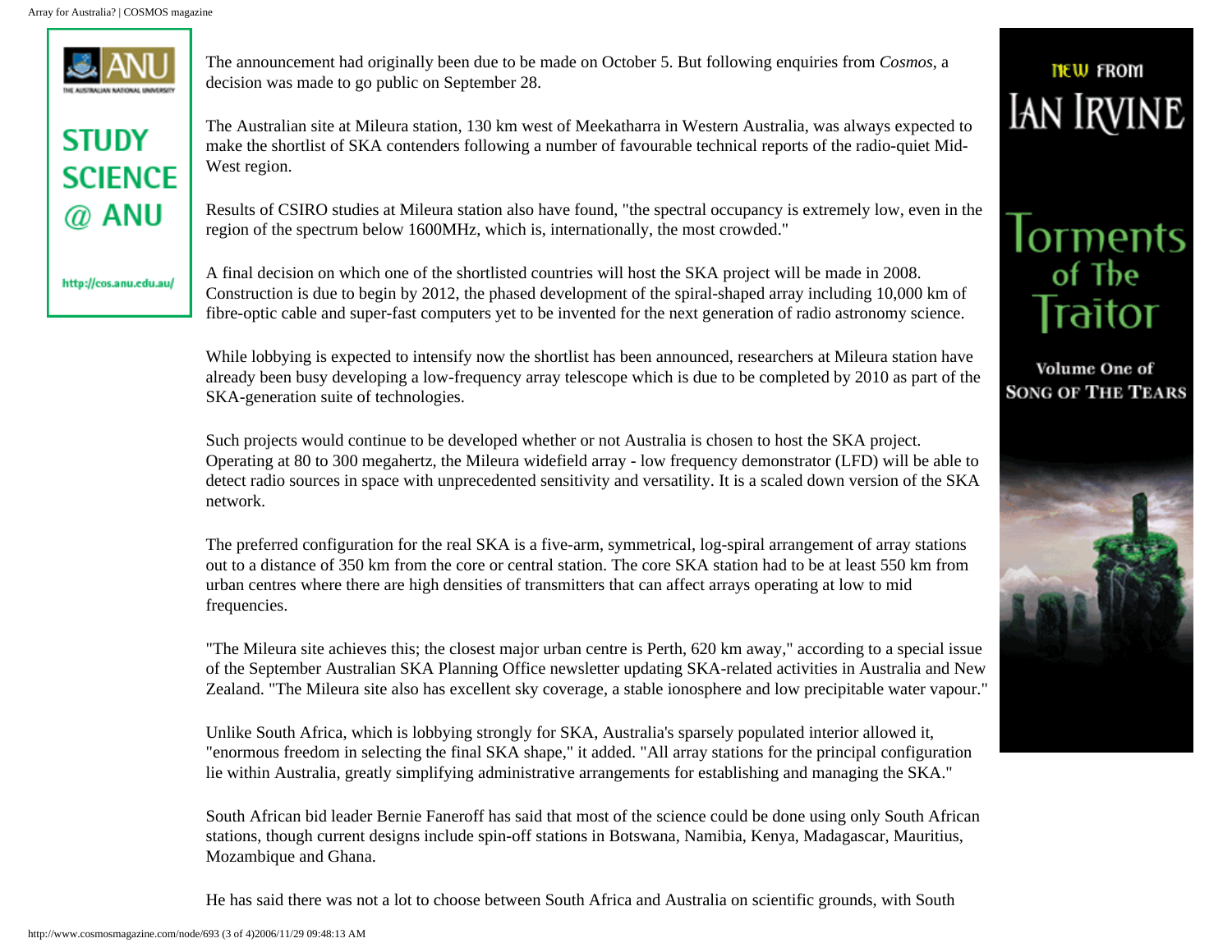The announcement had originally been due to be made on October 5. But following enquiries from *Cosmos*, a decision was made to go public on September 28.

The Australian site at Mileura station, 130 km west of Meekatharra in Western Australia, was always expected to make the shortlist of SKA contenders following a number of favourable technical reports of the radio-quiet Mid-West region.

Results of CSIRO studies at Mileura station also have found, "the spectral occupancy is extremely low, even in the region of the spectrum below 1600MHz, which is, internationally, the most crowded."

A final decision on which one of the shortlisted countries will host the SKA project will be made in 2008. Construction is due to begin by 2012, the phased development of the spiral-shaped array including 10,000 km of fibre-optic cable and super-fast computers yet to be invented for the next generation of radio astronomy science.

While lobbying is expected to intensify now the shortlist has been announced, researchers at Mileura station have already been busy developing a low-frequency array telescope which is due to be completed by 2010 as part of the SKA-generation suite of technologies.

Such projects would continue to be developed whether or not Australia is chosen to host the SKA project. Operating at 80 to 300 megahertz, the Mileura widefield array - low frequency demonstrator (LFD) will be able to detect radio sources in space with unprecedented sensitivity and versatility. It is a scaled down version of the SKA network.

The preferred configuration for the real SKA is a five-arm, symmetrical, log-spiral arrangement of array stations out to a distance of 350 km from the core or central station. The core SKA station had to be at least 550 km from urban centres where there are high densities of transmitters that can affect arrays operating at low to mid frequencies.

"The Mileura site achieves this; the closest major urban centre is Perth, 620 km away," according to a special issue of the September Australian SKA Planning Office newsletter updating SKA-related activities in Australia and New Zealand. "The Mileura site also has excellent sky coverage, a stable ionosphere and low precipitable water vapour."

Unlike South Africa, which is lobbying strongly for SKA, Australia's sparsely populated interior allowed it, "enormous freedom in selecting the final SKA shape," it added. "All array stations for the principal configuration lie within Australia, greatly simplifying administrative arrangements for establishing and managing the SKA."

South African bid leader Bernie Faneroff has said that most of the science could be done using only South African stations, though current designs include spin-off stations in Botswana, Namibia, Kenya, Madagascar, Mauritius, Mozambique and Ghana.

He has said there was not a lot to choose between South Africa and Australia on scientific grounds, with South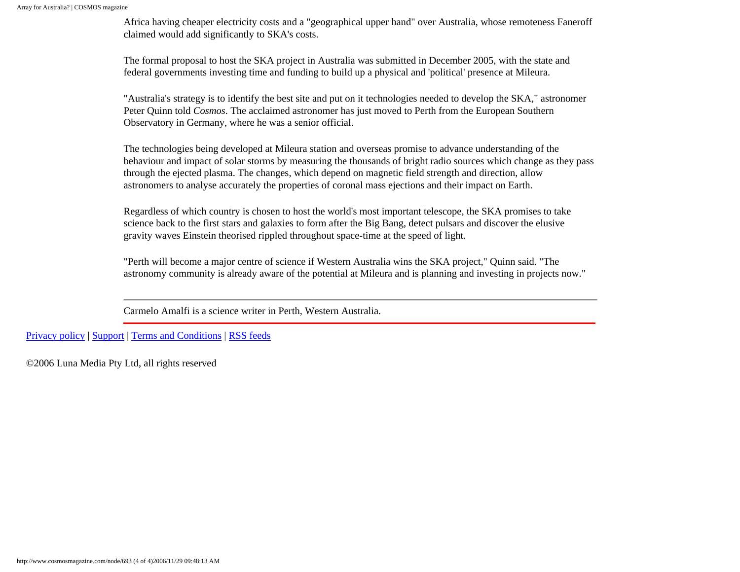Africa having cheaper electricity costs and a "geographical upper hand" over Australia, whose remoteness Faneroff claimed would add significantly to SKA's costs.

The formal proposal to host the SKA project in Australia was submitted in December 2005, with the state and federal governments investing time and funding to build up a physical and 'political' presence at Mileura.

"Australia's strategy is to identify the best site and put on it technologies needed to develop the SKA," astronomer Peter Quinn told *Cosmos*. The acclaimed astronomer has just moved to Perth from the European Southern Observatory in Germany, where he was a senior official.

The technologies being developed at Mileura station and overseas promise to advance understanding of the behaviour and impact of solar storms by measuring the thousands of bright radio sources which change as they pass through the ejected plasma. The changes, which depend on magnetic field strength and direction, allow astronomers to analyse accurately the properties of coronal mass ejections and their impact on Earth.

Regardless of which country is chosen to host the world's most important telescope, the SKA promises to take science back to the first stars and galaxies to form after the Big Bang, detect pulsars and discover the elusive gravity waves Einstein theorised rippled throughout space-time at the speed of light.

"Perth will become a major centre of science if Western Australia wins the SKA project," Quinn said. "The astronomy community is already aware of the potential at Mileura and is planning and investing in projects now."

---

Carmelo Amalfi is a science writer in Perth, Western Australia.

Privacy policy | Support | Terms and Conditions | RSS feeds

©2006 Luna Media Pty Ltd, all rights reserved